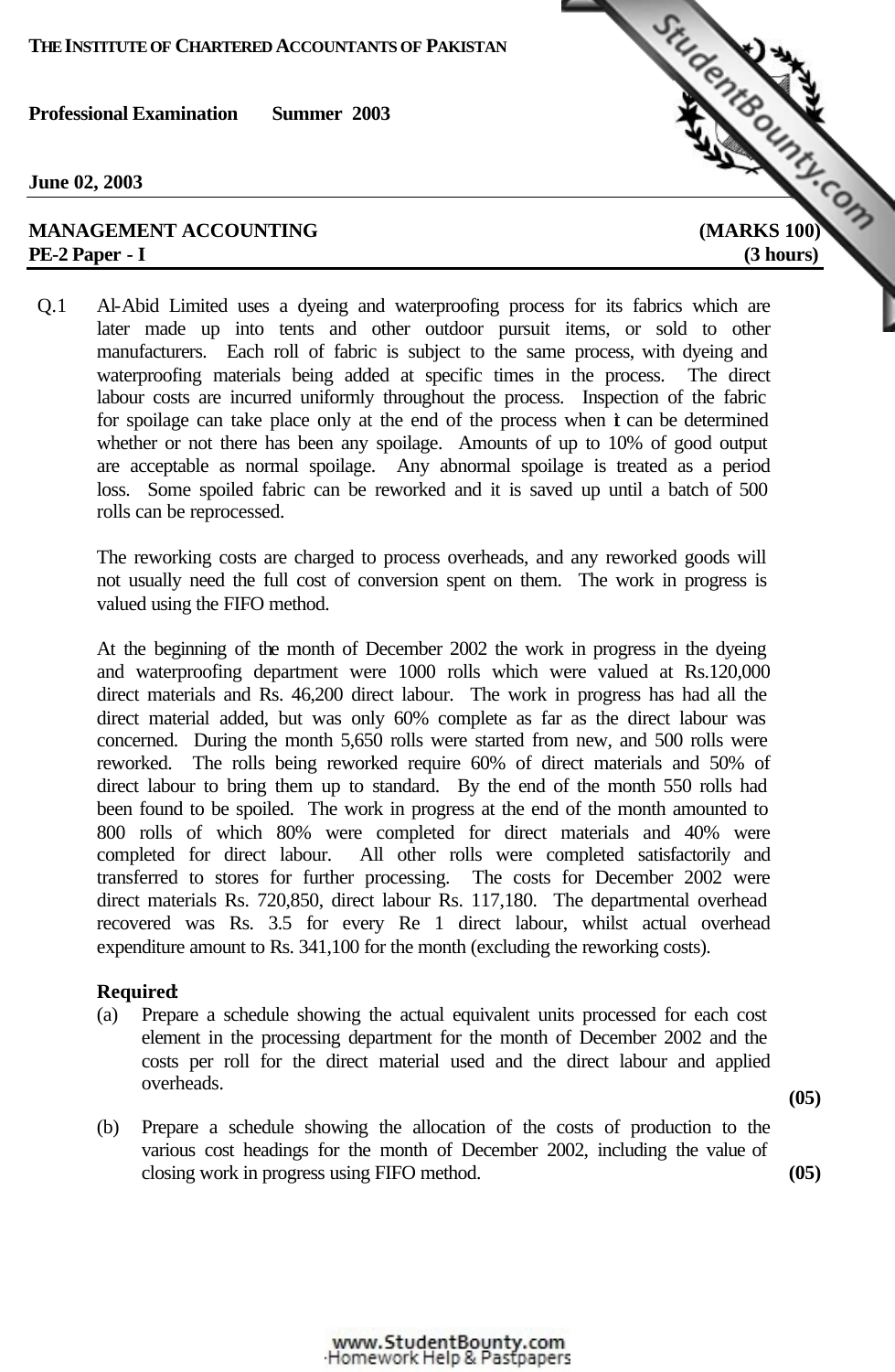**THE INSTITUTE OF CHARTERED ACCOUNTANTS OF PAKISTAN**

**Professional Examination Summer 2003**

**June 02, 2003**

**MANAGEMENT ACCOUNTING (MARKS 100)**
**PE-2 Paper - I (3 hours)**

Q.1 Al-Abid Limited uses a dyeing and waterproofing process for its fabrics which are later made up into tents and other outdoor pursuit items, or sold to other manufacturers. Each roll of fabric is subject to the same process, with dyeing and waterproofing materials being added at specific times in the process. The direct labour costs are incurred uniformly throughout the process. Inspection of the fabric for spoilage can take place only at the end of the process when it can be determined whether or not there has been any spoilage. Amounts of up to 10% of good output are acceptable as normal spoilage. Any abnormal spoilage is treated as a period loss. Some spoiled fabric can be reworked and it is saved up until a batch of 500 rolls can be reprocessed.

The reworking costs are charged to process overheads, and any reworked goods will not usually need the full cost of conversion spent on them. The work in progress is valued using the FIFO method.

At the beginning of the month of December 2002 the work in progress in the dyeing and waterproofing department were 1000 rolls which were valued at Rs.120,000 direct materials and Rs. 46,200 direct labour. The work in progress has had all the direct material added, but was only 60% complete as far as the direct labour was concerned. During the month 5,650 rolls were started from new, and 500 rolls were reworked. The rolls being reworked require 60% of direct materials and 50% of direct labour to bring them up to standard. By the end of the month 550 rolls had been found to be spoiled. The work in progress at the end of the month amounted to 800 rolls of which 80% were completed for direct materials and 40% were completed for direct labour. All other rolls were completed satisfactorily and transferred to stores for further processing. The costs for December 2002 were direct materials Rs. 720,850, direct labour Rs. 117,180. The departmental overhead recovered was Rs. 3.5 for every Re 1 direct labour, whilst actual overhead expenditure amount to Rs. 341,100 for the month (excluding the reworking costs).

**Required:**

(a) Prepare a schedule showing the actual equivalent units processed for each cost element in the processing department for the month of December 2002 and the costs per roll for the direct material used and the direct labour and applied overheads. **(05)**

(b) Prepare a schedule showing the allocation of the costs of production to the various cost headings for the month of December 2002, including the value of closing work in progress using FIFO method. **(05)**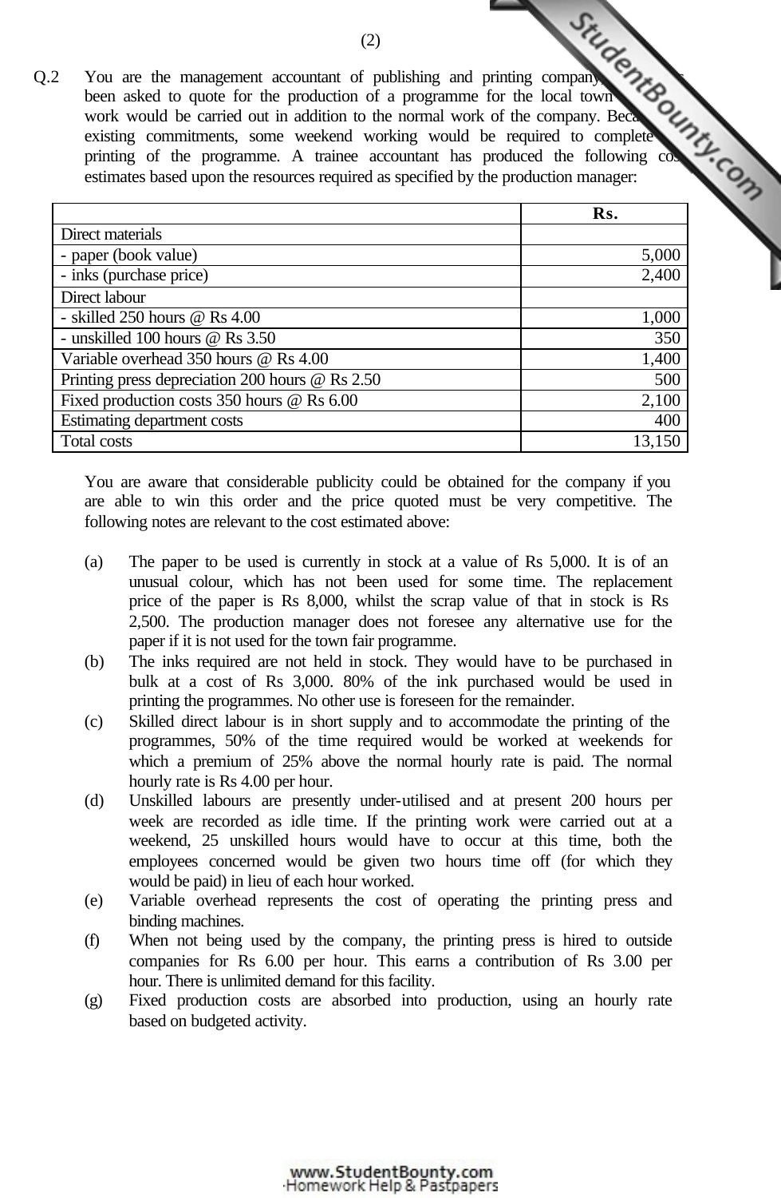Q.2 You are the management accountant of publishing and printing company, which has been asked to quote for the production of a programme for the local town fair. The work would be carried out in addition to the normal work of the company. Because of existing commitments, some weekend working would be required to complete the printing of the programme. A trainee accountant has produced the following cost estimates based upon the resources required as specified by the production manager:

| | Rs. |
|---|---:|
| Direct materials | |
| - paper (book value) | 5,000 |
| - inks (purchase price) | 2,400 |
| Direct labour | |
| - skilled 250 hours @ Rs 4.00 | 1,000 |
| - unskilled 100 hours @ Rs 3.50 | 350 |
| Variable overhead 350 hours @ Rs 4.00 | 1,400 |
| Printing press depreciation 200 hours @ Rs 2.50 | 500 |
| Fixed production costs 350 hours @ Rs 6.00 | 2,100 |
| Estimating department costs | 400 |
| Total costs | 13,150 |

You are aware that considerable publicity could be obtained for the company if you are able to win this order and the price quoted must be very competitive. The following notes are relevant to the cost estimated above:

(a) The paper to be used is currently in stock at a value of Rs 5,000. It is of an unusual colour, which has not been used for some time. The replacement price of the paper is Rs 8,000, whilst the scrap value of that in stock is Rs 2,500. The production manager does not foresee any alternative use for the paper if it is not used for the town fair programme.

(b) The inks required are not held in stock. They would have to be purchased in bulk at a cost of Rs 3,000. 80% of the ink purchased would be used in printing the programmes. No other use is foreseen for the remainder.

(c) Skilled direct labour is in short supply and to accommodate the printing of the programmes, 50% of the time required would be worked at weekends for which a premium of 25% above the normal hourly rate is paid. The normal hourly rate is Rs 4.00 per hour.

(d) Unskilled labours are presently under-utilised and at present 200 hours per week are recorded as idle time. If the printing work were carried out at a weekend, 25 unskilled hours would have to occur at this time, both the employees concerned would be given two hours time off (for which they would be paid) in lieu of each hour worked.

(e) Variable overhead represents the cost of operating the printing press and binding machines.

(f) When not being used by the company, the printing press is hired to outside companies for Rs 6.00 per hour. This earns a contribution of Rs 3.00 per hour. There is unlimited demand for this facility.

(g) Fixed production costs are absorbed into production, using an hourly rate based on budgeted activity.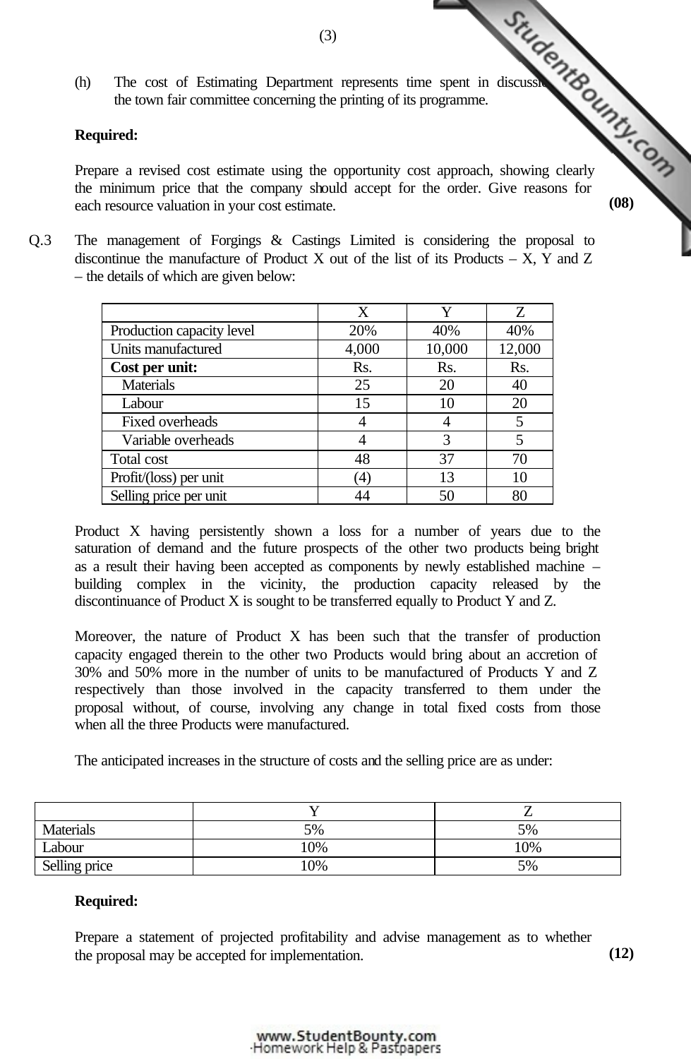(h) The cost of Estimating Department represents time spent in discussion with the town fair committee concerning the printing of its programme.

**Required:**

Prepare a revised cost estimate using the opportunity cost approach, showing clearly the minimum price that the company should accept for the order. Give reasons for each resource valuation in your cost estimate. **(08)**

Q.3 The management of Forgings & Castings Limited is considering the proposal to discontinue the manufacture of Product X out of the list of its Products – X, Y and Z – the details of which are given below:

| | X | Y | Z |
|---|---|---|---|
| Production capacity level | 20% | 40% | 40% |
| Units manufactured | 4,000 | 10,000 | 12,000 |
| **Cost per unit:** | Rs. | Rs. | Rs. |
| Materials | 25 | 20 | 40 |
| Labour | 15 | 10 | 20 |
| Fixed overheads | 4 | 4 | 5 |
| Variable overheads | 4 | 3 | 5 |
| Total cost | 48 | 37 | 70 |
| Profit/(loss) per unit | (4) | 13 | 10 |
| Selling price per unit | 44 | 50 | 80 |

Product X having persistently shown a loss for a number of years due to the saturation of demand and the future prospects of the other two products being bright as a result their having been accepted as components by newly established machine – building complex in the vicinity, the production capacity released by the discontinuance of Product X is sought to be transferred equally to Product Y and Z.

Moreover, the nature of Product X has been such that the transfer of production capacity engaged therein to the other two Products would bring about an accretion of 30% and 50% more in the number of units to be manufactured of Products Y and Z respectively than those involved in the capacity transferred to them under the proposal without, of course, involving any change in total fixed costs from those when all the three Products were manufactured.

The anticipated increases in the structure of costs and the selling price are as under:

| | Y | Z |
|---|---|---|
| Materials | 5% | 5% |
| Labour | 10% | 10% |
| Selling price | 10% | 5% |

**Required:**

Prepare a statement of projected profitability and advise management as to whether the proposal may be accepted for implementation. **(12)**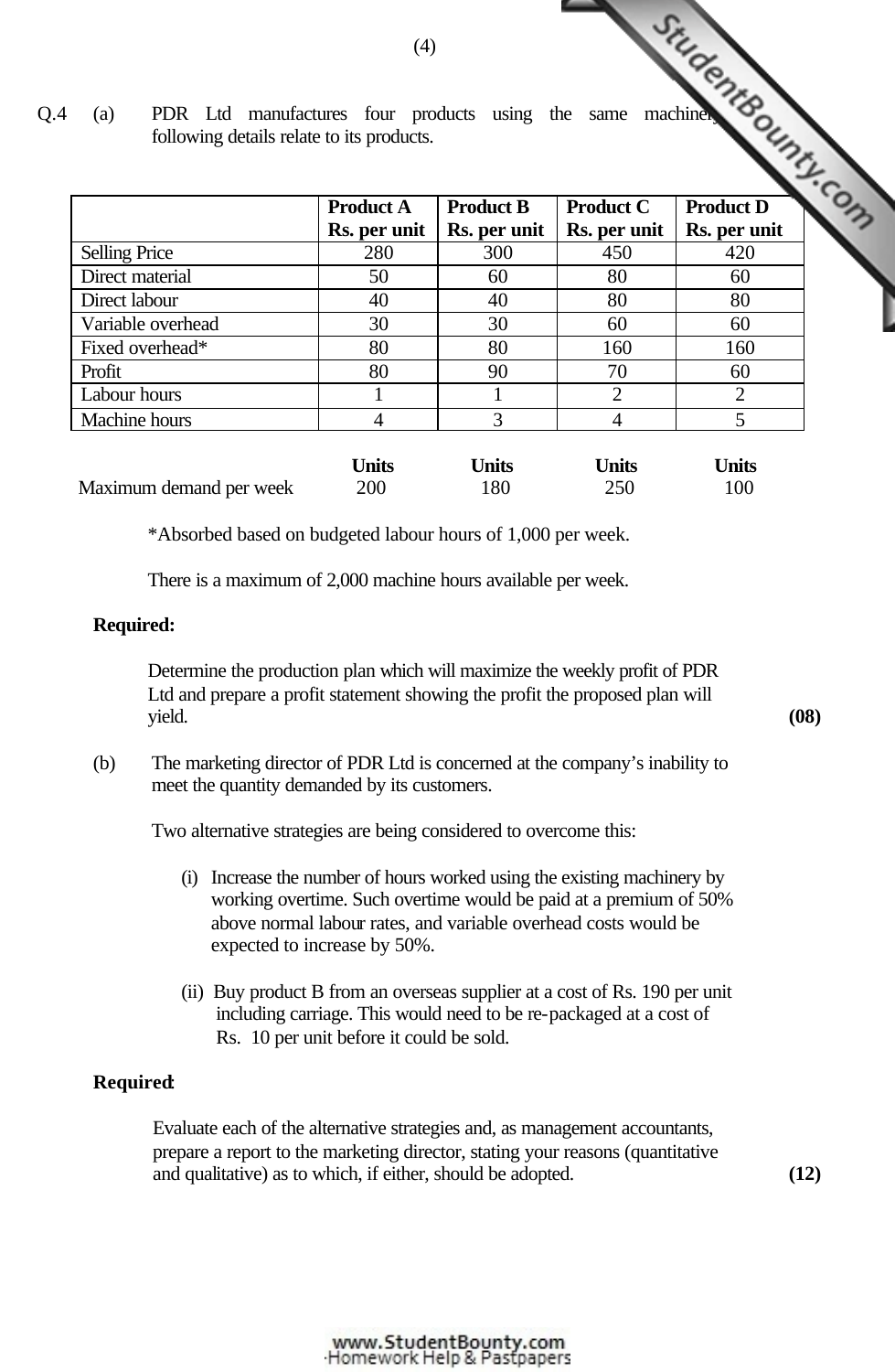Q.4 (a) PDR Ltd manufactures four products using the same machinery. The following details relate to its products.

| | Product A Rs. per unit | Product B Rs. per unit | Product C Rs. per unit | Product D Rs. per unit |
|---|---|---|---|---|
| Selling Price | 280 | 300 | 450 | 420 |
| Direct material | 50 | 60 | 80 | 60 |
| Direct labour | 40 | 40 | 80 | 80 |
| Variable overhead | 30 | 30 | 60 | 60 |
| Fixed overhead* | 80 | 80 | 160 | 160 |
| Profit | 80 | 90 | 70 | 60 |
| Labour hours | 1 | 1 | 2 | 2 |
| Machine hours | 4 | 3 | 4 | 5 |

| | Units | Units | Units | Units |
|---|---|---|---|---|
| Maximum demand per week | 200 | 180 | 250 | 100 |

*Absorbed based on budgeted labour hours of 1,000 per week.

There is a maximum of 2,000 machine hours available per week.

**Required:**

Determine the production plan which will maximize the weekly profit of PDR Ltd and prepare a profit statement showing the profit the proposed plan will yield. **(08)**

(b) The marketing director of PDR Ltd is concerned at the company's inability to meet the quantity demanded by its customers.

Two alternative strategies are being considered to overcome this:

(i) Increase the number of hours worked using the existing machinery by working overtime. Such overtime would be paid at a premium of 50% above normal labour rates, and variable overhead costs would be expected to increase by 50%.

(ii) Buy product B from an overseas supplier at a cost of Rs. 190 per unit including carriage. This would need to be re-packaged at a cost of Rs. 10 per unit before it could be sold.

**Required:**

Evaluate each of the alternative strategies and, as management accountants, prepare a report to the marketing director, stating your reasons (quantitative and qualitative) as to which, if either, should be adopted. **(12)**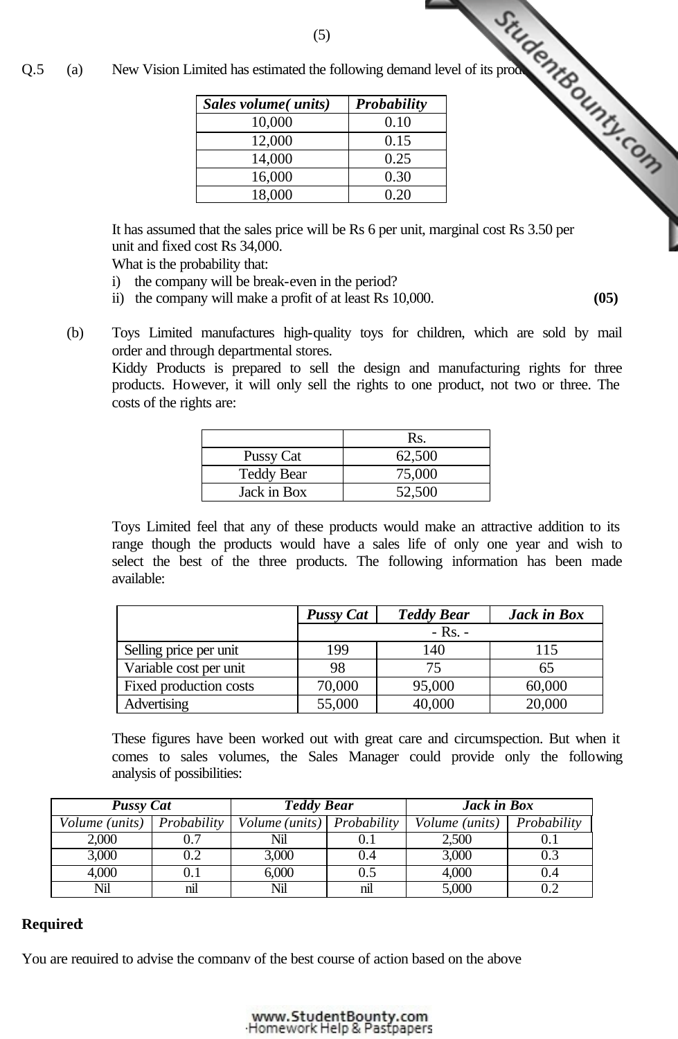Q.5 (a) New Vision Limited has estimated the following demand level of its prod

| *Sales volume( units)* | *Probability* |
|---|---|
| 10,000 | 0.10 |
| 12,000 | 0.15 |
| 14,000 | 0.25 |
| 16,000 | 0.30 |
| 18,000 | 0.20 |

It has assumed that the sales price will be Rs 6 per unit, marginal cost Rs 3.50 per unit and fixed cost Rs 34,000.

What is the probability that:

i) the company will be break-even in the period?
ii) the company will make a profit of at least Rs 10,000. **(05)**

(b) Toys Limited manufactures high-quality toys for children, which are sold by mail order and through departmental stores.

Kiddy Products is prepared to sell the design and manufacturing rights for three products. However, it will only sell the rights to one product, not two or three. The costs of the rights are:

| | Rs. |
|---|---|
| Pussy Cat | 62,500 |
| Teddy Bear | 75,000 |
| Jack in Box | 52,500 |

Toys Limited feel that any of these products would make an attractive addition to its range though the products would have a sales life of only one year and wish to select the best of the three products. The following information has been made available:

| | *Pussy Cat* | *Teddy Bear* | *Jack in Box* |
|---|---|---|---|
| | - Rs. - | | |
| Selling price per unit | 199 | 140 | 115 |
| Variable cost per unit | 98 | 75 | 65 |
| Fixed production costs | 70,000 | 95,000 | 60,000 |
| Advertising | 55,000 | 40,000 | 20,000 |

These figures have been worked out with great care and circumspection. But when it comes to sales volumes, the Sales Manager could provide only the following analysis of possibilities:

| *Pussy Cat* | | *Teddy Bear* | | *Jack in Box* | |
|---|---|---|---|---|---|
| *Volume (units)* | *Probability* | *Volume (units)* | *Probability* | *Volume (units)* | *Probability* |
| 2,000 | 0.7 | Nil | 0.1 | 2,500 | 0.1 |
| 3,000 | 0.2 | 3,000 | 0.4 | 3,000 | 0.3 |
| 4,000 | 0.1 | 6,000 | 0.5 | 4,000 | 0.4 |
| Nil | nil | Nil | nil | 5,000 | 0.2 |

**Required:**

You are required to advise the company of the best course of action based on the above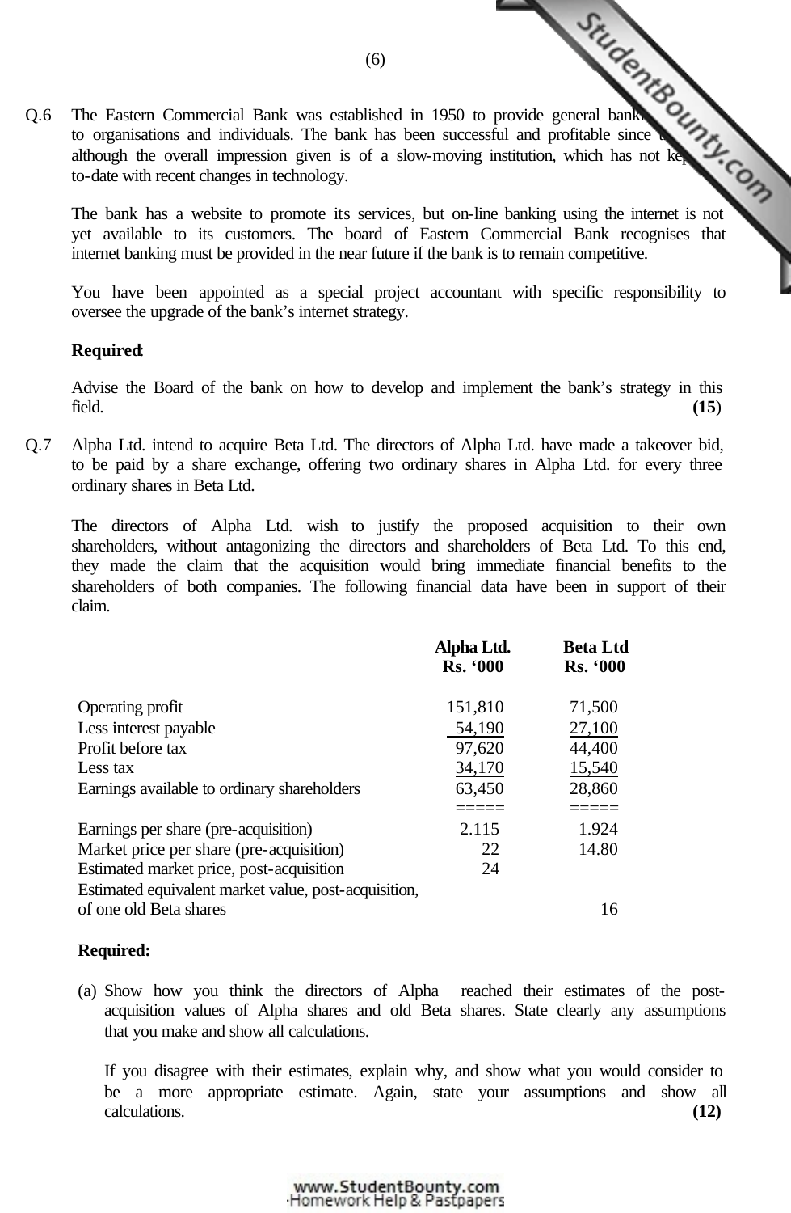Q.6 The Eastern Commercial Bank was established in 1950 to provide general banking to organisations and individuals. The bank has been successful and profitable since then, although the overall impression given is of a slow-moving institution, which has not kept up-to-date with recent changes in technology.

The bank has a website to promote its services, but on-line banking using the internet is not yet available to its customers. The board of Eastern Commercial Bank recognises that internet banking must be provided in the near future if the bank is to remain competitive.

You have been appointed as a special project accountant with specific responsibility to oversee the upgrade of the bank's internet strategy.

**Required**:

Advise the Board of the bank on how to develop and implement the bank's strategy in this field. **(15)**

Q.7 Alpha Ltd. intend to acquire Beta Ltd. The directors of Alpha Ltd. have made a takeover bid, to be paid by a share exchange, offering two ordinary shares in Alpha Ltd. for every three ordinary shares in Beta Ltd.

The directors of Alpha Ltd. wish to justify the proposed acquisition to their own shareholders, without antagonizing the directors and shareholders of Beta Ltd. To this end, they made the claim that the acquisition would bring immediate financial benefits to the shareholders of both companies. The following financial data have been in support of their claim.

| | Alpha Ltd. Rs. '000 | Beta Ltd Rs. '000 |
|---|---|---|
| Operating profit | 151,810 | 71,500 |
| Less interest payable | 54,190 | 27,100 |
| Profit before tax | 97,620 | 44,400 |
| Less tax | 34,170 | 15,540 |
| Earnings available to ordinary shareholders | 63,450 | 28,860 |
| Earnings per share (pre-acquisition) | 2.115 | 1.924 |
| Market price per share (pre-acquisition) | 22 | 14.80 |
| Estimated market price, post-acquisition | 24 | |
| Estimated equivalent market value, post-acquisition, of one old Beta shares | | 16 |

**Required:**

(a) Show how you think the directors of Alpha reached their estimates of the post-acquisition values of Alpha shares and old Beta shares. State clearly any assumptions that you make and show all calculations.

If you disagree with their estimates, explain why, and show what you would consider to be a more appropriate estimate. Again, state your assumptions and show all calculations. **(12)**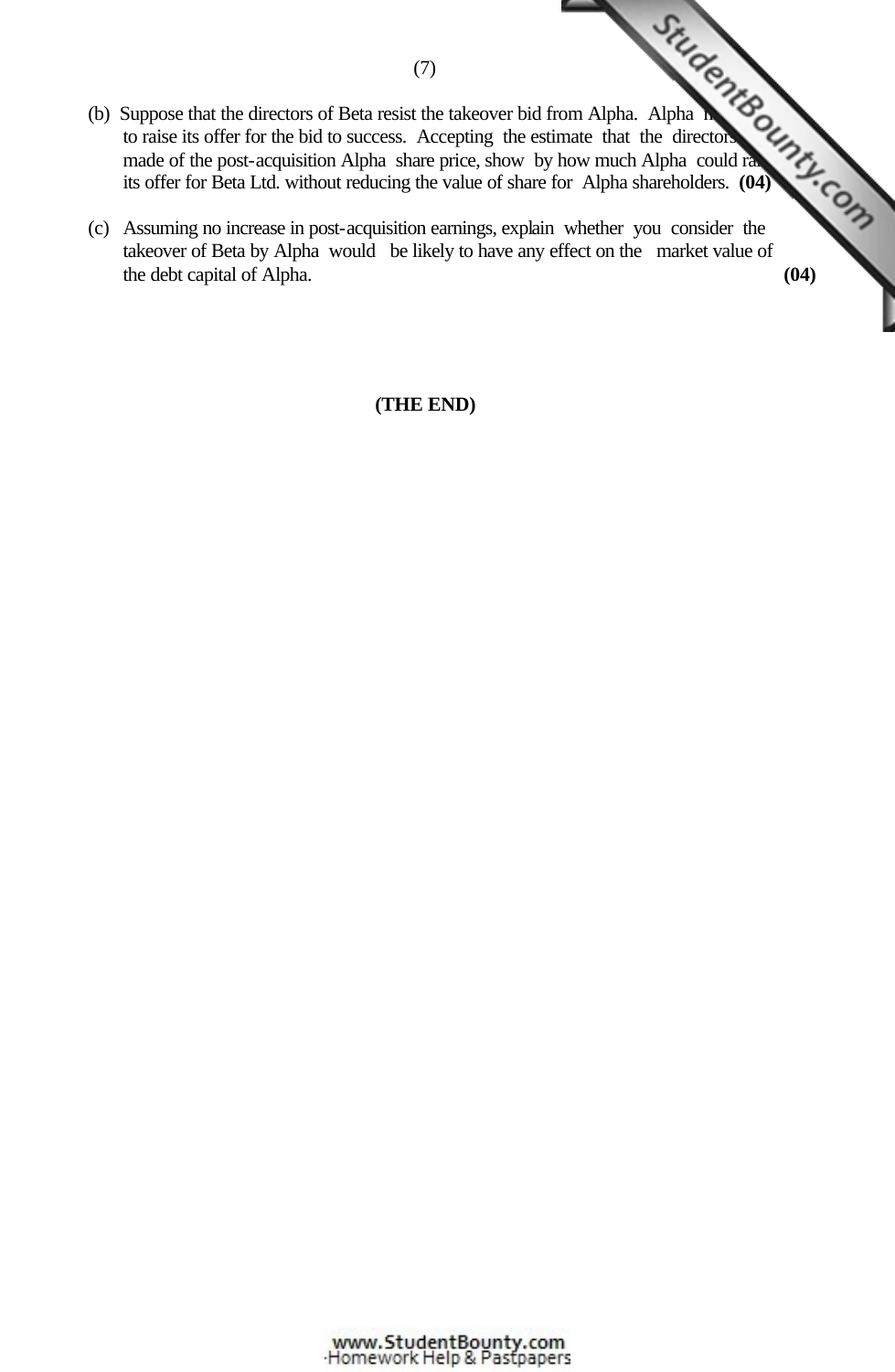(b) Suppose that the directors of Beta resist the takeover bid from Alpha. Alpha has to raise its offer for the bid to success. Accepting the estimate that the directors have made of the post-acquisition Alpha share price, show by how much Alpha could raise its offer for Beta Ltd. without reducing the value of share for Alpha shareholders. **(04)**

(c) Assuming no increase in post-acquisition earnings, explain whether you consider the takeover of Beta by Alpha would be likely to have any effect on the market value of the debt capital of Alpha. **(04)**

**(THE END)**